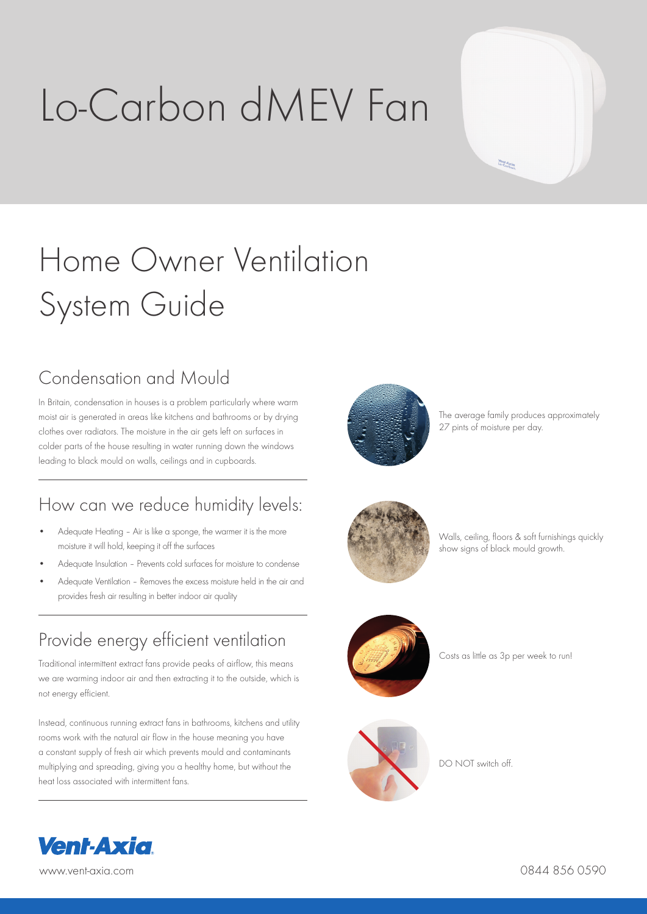# Lo-Carbon dMEV Fan

# Home Owner Ventilation System Guide

## Condensation and Mould

In Britain, condensation in houses is a problem particularly where warm moist air is generated in areas like kitchens and bathrooms or by drying clothes over radiators. The moisture in the air gets left on surfaces in colder parts of the house resulting in water running down the windows leading to black mould on walls, ceilings and in cupboards.

The average family produces approximately 27 pints of moisture per day.

## How can we reduce humidity levels:

- Adequate Heating – Air is like a sponge, the warmer it is the more moisture it will hold, keeping it off the surfaces
- Adequate Insulation – Prevents cold surfaces for moisture to condense
- Adequate Ventilation – Removes the excess moisture held in the air and provides fresh air resulting in better indoor air quality

Walls, ceiling, floors & soft furnishings quickly show signs of black mould growth.

## Provide energy efficient ventilation

Traditional intermittent extract fans provide peaks of airflow, this means we are warming indoor air and then extracting it to the outside, which is not energy efficient.

Instead, continuous running extract fans in bathrooms, kitchens and utility rooms work with the natural air flow in the house meaning you have a constant supply of fresh air which prevents mould and contaminants multiplying and spreading, giving you a healthy home, but without the heat loss associated with intermittent fans.

Costs as little as 3p per week to run!

DO NOT switch off.

Vent-Axia

www.vent-axia.com

0844 856 0590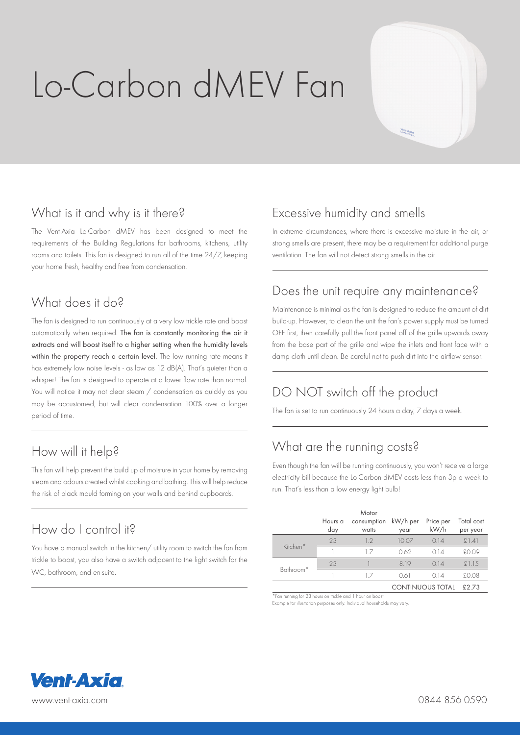# Lo-Carbon dMEV Fan

## What is it and why is it there?

The Vent-Axia Lo-Carbon dMEV has been designed to meet the requirements of the Building Regulations for bathrooms, kitchens, utility rooms and toilets. This fan is designed to run all of the time 24/7, keeping your home fresh, healthy and free from condensation.

## What does it do?

The fan is designed to run continuously at a very low trickle rate and boost automatically when required. **The fan is constantly monitoring the air it extracts and will boost itself to a higher setting when the humidity levels within the property reach a certain level.** The low running rate means it has extremely low noise levels - as low as 12 dB(A). That's quieter than a whisper! The fan is designed to operate at a lower flow rate than normal. You will notice it may not clear steam / condensation as quickly as you may be accustomed, but will clear condensation 100% over a longer period of time.

## How will it help?

This fan will help prevent the build up of moisture in your home by removing steam and odours created whilst cooking and bathing. This will help reduce the risk of black mould forming on your walls and behind cupboards.

## How do I control it?

You have a manual switch in the kitchen/ utility room to switch the fan from trickle to boost, you also have a switch adjacent to the light switch for the WC, bathroom, and en-suite.

## Excessive humidity and smells

In extreme circumstances, where there is excessive moisture in the air, or strong smells are present, there may be a requirement for additional purge ventilation. The fan will not detect strong smells in the air.

## Does the unit require any maintenance?

Maintenance is minimal as the fan is designed to reduce the amount of dirt build-up. However, to clean the unit the fan's power supply must be turned OFF first, then carefully pull the front panel off of the grille upwards away from the base part of the grille and wipe the inlets and front face with a damp cloth until clean. Be careful not to push dirt into the airflow sensor.

## DO NOT switch off the product

The fan is set to run continuously 24 hours a day, 7 days a week.

## What are the running costs?

Even though the fan will be running continuously, you won't receive a large electricity bill because the Lo-Carbon dMEV costs less than 3p a week to run. That's less than a low energy light bulb!

| | Hours a day | Motor consumption watts | kW/h per year | Price per kW/h | Total cost per year |
|---|---|---|---|---|---|
| Kitchen* | 23 | 1.2 | 10.07 | 0.14 | £1.41 |
| | 1 | 1.7 | 0.62 | 0.14 | £0.09 |
| Bathroom* | 23 | 1 | 8.19 | 0.14 | £1.15 |
| | 1 | 1.7 | 0.61 | 0.14 | £0.08 |
| | | | CONTINUOUS TOTAL | | £2.73 |

*Fan running for 23 hours on trickle and 1 hour on boost.
Example for illustration purposes only. Individual households may vary.

Vent-Axia

www.vent-axia.com

0844 856 0590